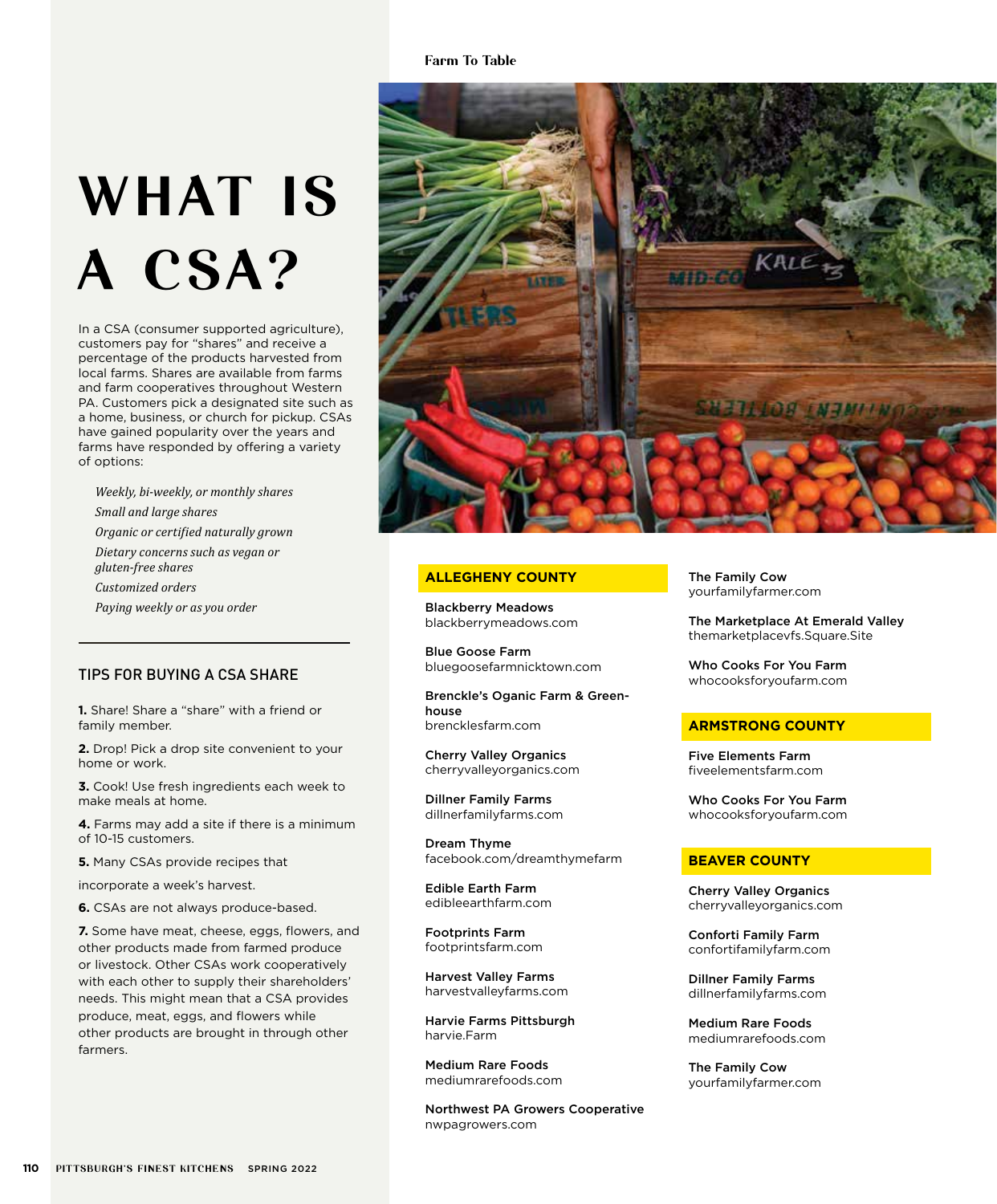# WHAT IS A CSA?

In a CSA (consumer supported agriculture), customers pay for "shares" and receive a percentage of the products harvested from local farms. Shares are available from farms and farm cooperatives throughout Western PA. Customers pick a designated site such as a home, business, or church for pickup. CSAs have gained popularity over the years and farms have responded by offering a variety of options:

*Weekly, bi-weekly, or monthly shares*
*Small and large shares*
*Organic or certified naturally grown*
*Dietary concerns such as vegan or gluten-free shares*
*Customized orders*
*Paying weekly or as you order*

## TIPS FOR BUYING A CSA SHARE

**1.** Share! Share a "share" with a friend or family member.

**2.** Drop! Pick a drop site convenient to your home or work.

**3.** Cook! Use fresh ingredients each week to make meals at home.

**4.** Farms may add a site if there is a minimum of 10-15 customers.

**5.** Many CSAs provide recipes that

incorporate a week's harvest.

**6.** CSAs are not always produce-based.

**7.** Some have meat, cheese, eggs, flowers, and other products made from farmed produce or livestock. Other CSAs work cooperatively with each other to supply their shareholders' needs. This might mean that a CSA provides produce, meat, eggs, and flowers while other products are brought in through other farmers.

## ALLEGHENY COUNTY

**Blackberry Meadows**
blackberrymeadows.com

**Blue Goose Farm**
bluegoosefarmnicktown.com

**Brenckle's Oganic Farm & Green-house**
brencklesfarm.com

**Cherry Valley Organics**
cherryvalleyorganics.com

**Dillner Family Farms**
dillnerfamilyfarms.com

**Dream Thyme**
facebook.com/dreamthymefarm

**Edible Earth Farm**
edibleearthfarm.com

**Footprints Farm**
footprintsfarm.com

**Harvest Valley Farms**
harvestvalleyfarms.com

**Harvie Farms Pittsburgh**
harvie.Farm

**Medium Rare Foods**
mediumrarefoods.com

**Northwest PA Growers Cooperative**
nwpagrowers.com

**The Family Cow**
yourfamilyfarmer.com

**The Marketplace At Emerald Valley**
themarketplacevfs.Square.Site

**Who Cooks For You Farm**
whocooksforyoufarm.com

## ARMSTRONG COUNTY

**Five Elements Farm**
fiveelementsfarm.com

**Who Cooks For You Farm**
whocooksforyoufarm.com

## BEAVER COUNTY

**Cherry Valley Organics**
cherryvalleyorganics.com

**Conforti Family Farm**
confortifamilyfarm.com

**Dillner Family Farms**
dillnerfamilyfarms.com

**Medium Rare Foods**
mediumrarefoods.com

**The Family Cow**
yourfamilyfarmer.com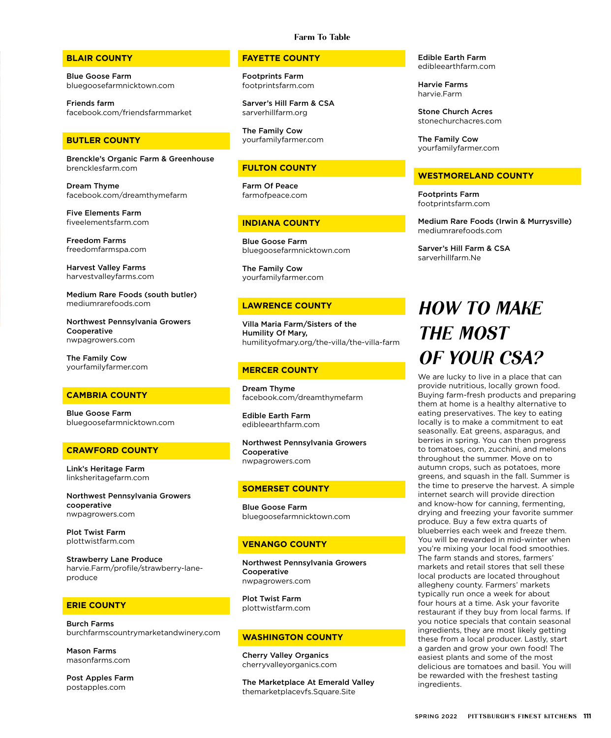## BLAIR COUNTY

**Blue Goose Farm**
bluegoosefarmnicktown.com

**Friends farm**
facebook.com/friendsfarmmarket

## BUTLER COUNTY

**Brenckle's Organic Farm & Greenhouse**
brencklesfarm.com

**Dream Thyme**
facebook.com/dreamthymefarm

**Five Elements Farm**
fiveelementsfarm.com

**Freedom Farms**
freedomfarmspa.com

**Harvest Valley Farms**
harvestvalleyfarms.com

**Medium Rare Foods (south butler)**
mediumrarefoods.com

**Northwest Pennsylvania Growers Cooperative**
nwpagrowers.com

**The Family Cow**
yourfamilyfarmer.com

## CAMBRIA COUNTY

**Blue Goose Farm**
bluegoosefarmnicktown.com

## CRAWFORD COUNTY

**Link's Heritage Farm**
linksheritagefarm.com

**Northwest Pennsylvania Growers cooperative**
nwpagrowers.com

**Plot Twist Farm**
plottwistfarm.com

**Strawberry Lane Produce**
harvie.Farm/profile/strawberry-lane-produce

## ERIE COUNTY

**Burch Farms**
burchfarmscountrymarketandwinery.com

**Mason Farms**
masonfarms.com

**Post Apples Farm**
postapples.com

## FAYETTE COUNTY

**Footprints Farm**
footprintsfarm.com

**Sarver's Hill Farm & CSA**
sarverhillfarm.org

**The Family Cow**
yourfamilyfarmer.com

## FULTON COUNTY

**Farm Of Peace**
farmofpeace.com

## INDIANA COUNTY

**Blue Goose Farm**
bluegoosefarmnicktown.com

**The Family Cow**
yourfamilyfarmer.com

## LAWRENCE COUNTY

**Villa Maria Farm/Sisters of the Humility Of Mary,**
humilityofmary.org/the-villa/the-villa-farm

## MERCER COUNTY

**Dream Thyme**
facebook.com/dreamthymefarm

**Edible Earth Farm**
edibleearthfarm.com

**Northwest Pennsylvania Growers Cooperative**
nwpagrowers.com

## SOMERSET COUNTY

**Blue Goose Farm**
bluegoosefarmnicktown.com

## VENANGO COUNTY

**Northwest Pennsylvania Growers Cooperative**
nwpagrowers.com

**Plot Twist Farm**
plottwistfarm.com

## WASHINGTON COUNTY

**Cherry Valley Organics**
cherryvalleyorganics.com

**The Marketplace At Emerald Valley**
themarketplacevfs.Square.Site

**Edible Earth Farm**
edibleearthfarm.com

**Harvie Farms**
harvie.Farm

**Stone Church Acres**
stonechurchacres.com

**The Family Cow**
yourfamilyfarmer.com

## WESTMORELAND COUNTY

**Footprints Farm**
footprintsfarm.com

**Medium Rare Foods (Irwin & Murrysville)**
mediumrarefoods.com

**Sarver's Hill Farm & CSA**
sarverhillfarm.Ne

# *HOW TO MAKE THE MOST OF YOUR CSA?*

We are lucky to live in a place that can provide nutritious, locally grown food. Buying farm-fresh products and preparing them at home is a healthy alternative to eating preservatives. The key to eating locally is to make a commitment to eat seasonally. Eat greens, asparagus, and berries in spring. You can then progress to tomatoes, corn, zucchini, and melons throughout the summer. Move on to autumn crops, such as potatoes, more greens, and squash in the fall. Summer is the time to preserve the harvest. A simple internet search will provide direction and know-how for canning, fermenting, drying and freezing your favorite summer produce. Buy a few extra quarts of blueberries each week and freeze them. You will be rewarded in mid-winter when you're mixing your local food smoothies. The farm stands and stores, farmers' markets and retail stores that sell these local products are located throughout allegheny county. Farmers' markets typically run once a week for about four hours at a time. Ask your favorite restaurant if they buy from local farms. If you notice specials that contain seasonal ingredients, they are most likely getting these from a local producer. Lastly, start a garden and grow your own food! The easiest plants and some of the most delicious are tomatoes and basil. You will be rewarded with the freshest tasting ingredients.